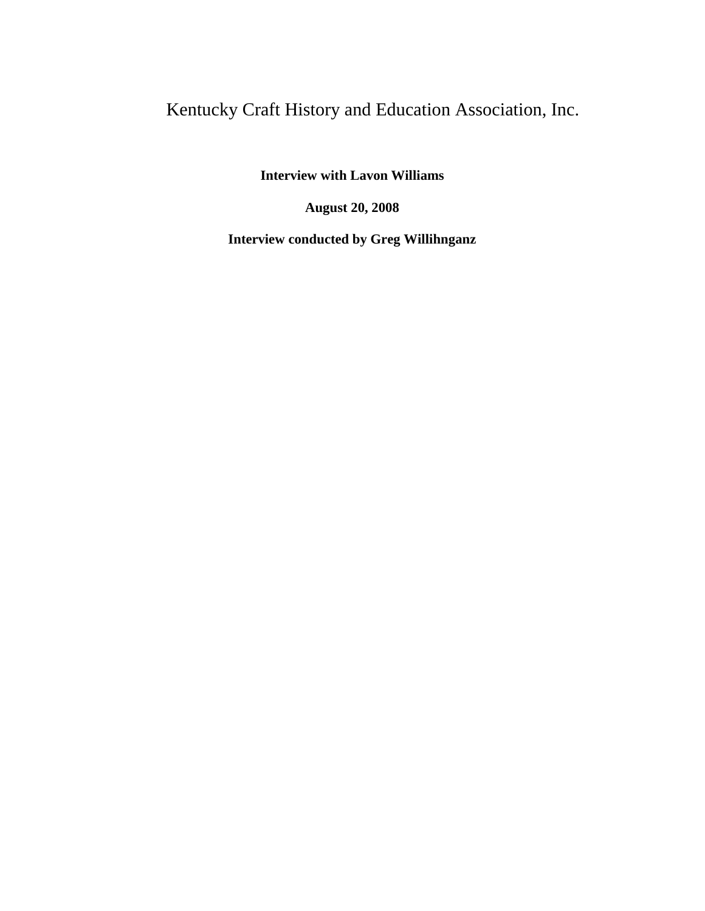# Kentucky Craft History and Education Association, Inc.

**Interview with Lavon Williams**

**August 20, 2008**

**Interview conducted by Greg Willihnganz**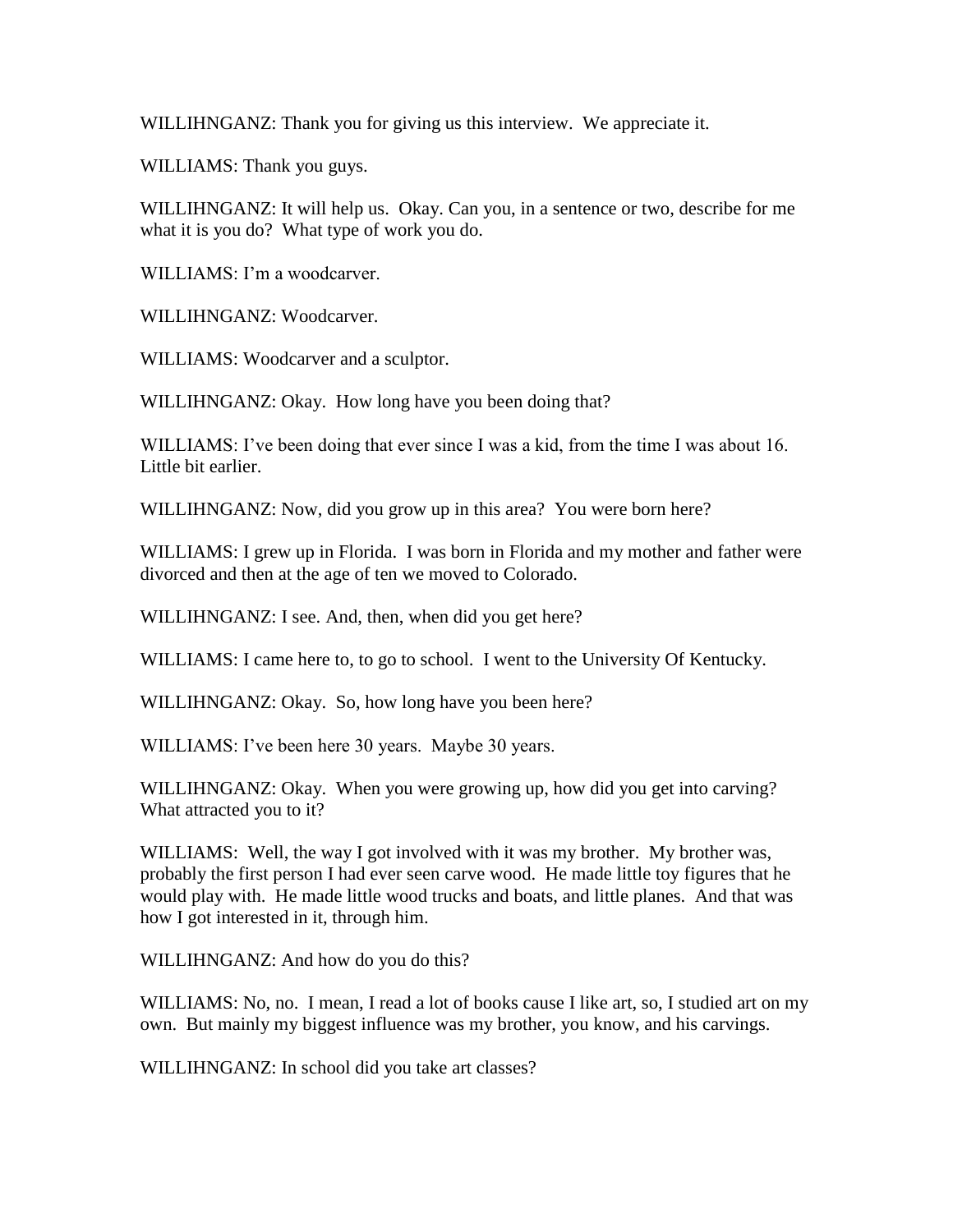WILLIHNGANZ: Thank you for giving us this interview. We appreciate it.

WILLIAMS: Thank you guys.

WILLIHNGANZ: It will help us. Okay. Can you, in a sentence or two, describe for me what it is you do? What type of work you do.

WILLIAMS: I'm a woodcarver.

WILLIHNGANZ: Woodcarver.

WILLIAMS: Woodcarver and a sculptor.

WILLIHNGANZ: Okay. How long have you been doing that?

WILLIAMS: I've been doing that ever since I was a kid, from the time I was about 16. Little bit earlier.

WILLIHNGANZ: Now, did you grow up in this area? You were born here?

WILLIAMS: I grew up in Florida. I was born in Florida and my mother and father were divorced and then at the age of ten we moved to Colorado.

WILLIHNGANZ: I see. And, then, when did you get here?

WILLIAMS: I came here to, to go to school. I went to the University Of Kentucky.

WILLIHNGANZ: Okay. So, how long have you been here?

WILLIAMS: I've been here 30 years. Maybe 30 years.

WILLIHNGANZ: Okay. When you were growing up, how did you get into carving? What attracted you to it?

WILLIAMS: Well, the way I got involved with it was my brother. My brother was, probably the first person I had ever seen carve wood. He made little toy figures that he would play with. He made little wood trucks and boats, and little planes. And that was how I got interested in it, through him.

WILLIHNGANZ: And how do you do this?

WILLIAMS: No, no. I mean, I read a lot of books cause I like art, so, I studied art on my own. But mainly my biggest influence was my brother, you know, and his carvings.

WILLIHNGANZ: In school did you take art classes?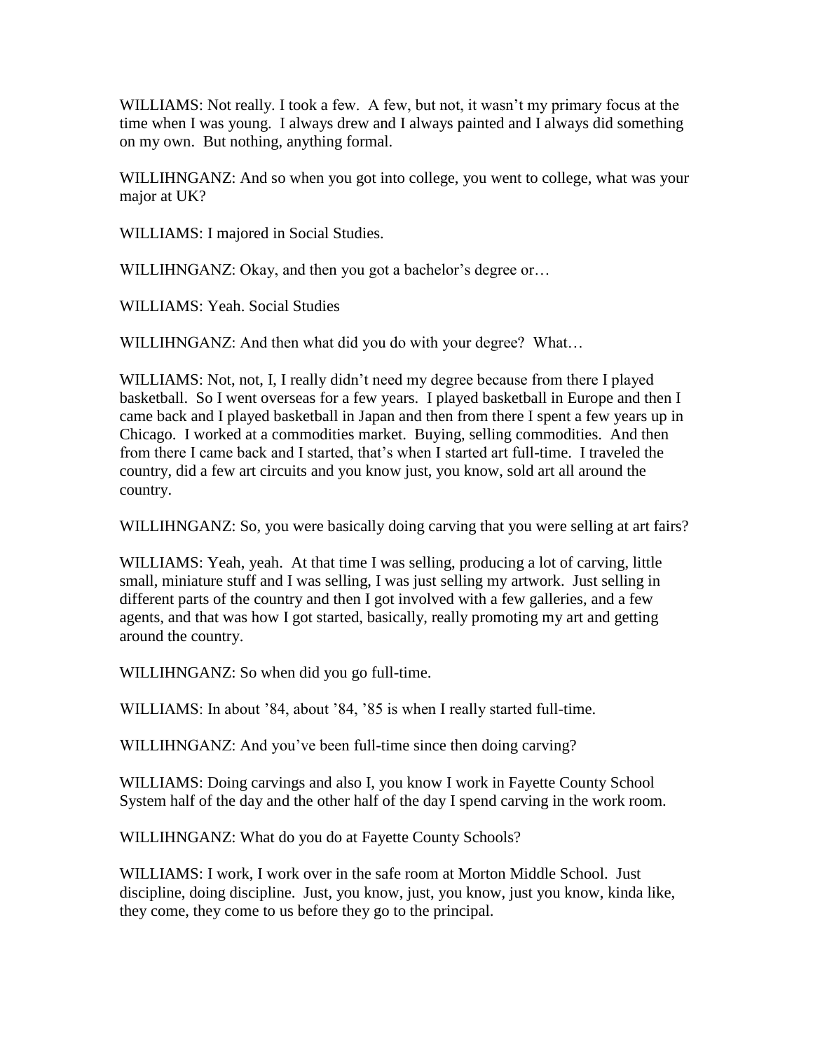WILLIAMS: Not really. I took a few. A few, but not, it wasn't my primary focus at the time when I was young. I always drew and I always painted and I always did something on my own. But nothing, anything formal.

WILLIHNGANZ: And so when you got into college, you went to college, what was your major at UK?

WILLIAMS: I majored in Social Studies.

WILLIHNGANZ: Okay, and then you got a bachelor's degree or…

WILLIAMS: Yeah. Social Studies

WILLIHNGANZ: And then what did you do with your degree? What…

WILLIAMS: Not, not, I, I really didn't need my degree because from there I played basketball. So I went overseas for a few years. I played basketball in Europe and then I came back and I played basketball in Japan and then from there I spent a few years up in Chicago. I worked at a commodities market. Buying, selling commodities. And then from there I came back and I started, that's when I started art full-time. I traveled the country, did a few art circuits and you know just, you know, sold art all around the country.

WILLIHNGANZ: So, you were basically doing carving that you were selling at art fairs?

WILLIAMS: Yeah, yeah. At that time I was selling, producing a lot of carving, little small, miniature stuff and I was selling, I was just selling my artwork. Just selling in different parts of the country and then I got involved with a few galleries, and a few agents, and that was how I got started, basically, really promoting my art and getting around the country.

WILLIHNGANZ: So when did you go full-time.

WILLIAMS: In about '84, about '84, '85 is when I really started full-time.

WILLIHNGANZ: And you've been full-time since then doing carving?

WILLIAMS: Doing carvings and also I, you know I work in Fayette County School System half of the day and the other half of the day I spend carving in the work room.

WILLIHNGANZ: What do you do at Fayette County Schools?

WILLIAMS: I work, I work over in the safe room at Morton Middle School. Just discipline, doing discipline. Just, you know, just, you know, just you know, kinda like, they come, they come to us before they go to the principal.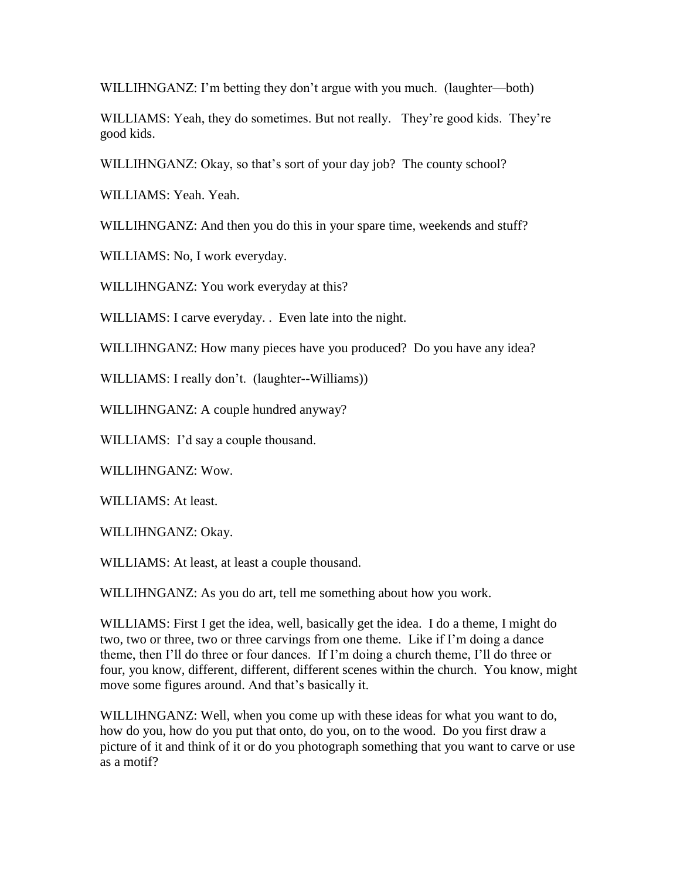WILLIHNGANZ: I'm betting they don't argue with you much. (laughter—both)

WILLIAMS: Yeah, they do sometimes. But not really. They're good kids. They're good kids.

WILLIHNGANZ: Okay, so that's sort of your day job? The county school?

WILLIAMS: Yeah. Yeah.

WILLIHNGANZ: And then you do this in your spare time, weekends and stuff?

WILLIAMS: No, I work everyday.

WILLIHNGANZ: You work everyday at this?

WILLIAMS: I carve everyday. . Even late into the night.

WILLIHNGANZ: How many pieces have you produced? Do you have any idea?

WILLIAMS: I really don't. (laughter--Williams))

WILLIHNGANZ: A couple hundred anyway?

WILLIAMS: I'd say a couple thousand.

WILLIHNGANZ: Wow.

WILLIAMS: At least.

WILLIHNGANZ: Okay.

WILLIAMS: At least, at least a couple thousand.

WILLIHNGANZ: As you do art, tell me something about how you work.

WILLIAMS: First I get the idea, well, basically get the idea. I do a theme, I might do two, two or three, two or three carvings from one theme. Like if I'm doing a dance theme, then I'll do three or four dances. If I'm doing a church theme, I'll do three or four, you know, different, different, different scenes within the church. You know, might move some figures around. And that's basically it.

WILLIHNGANZ: Well, when you come up with these ideas for what you want to do, how do you, how do you put that onto, do you, on to the wood. Do you first draw a picture of it and think of it or do you photograph something that you want to carve or use as a motif?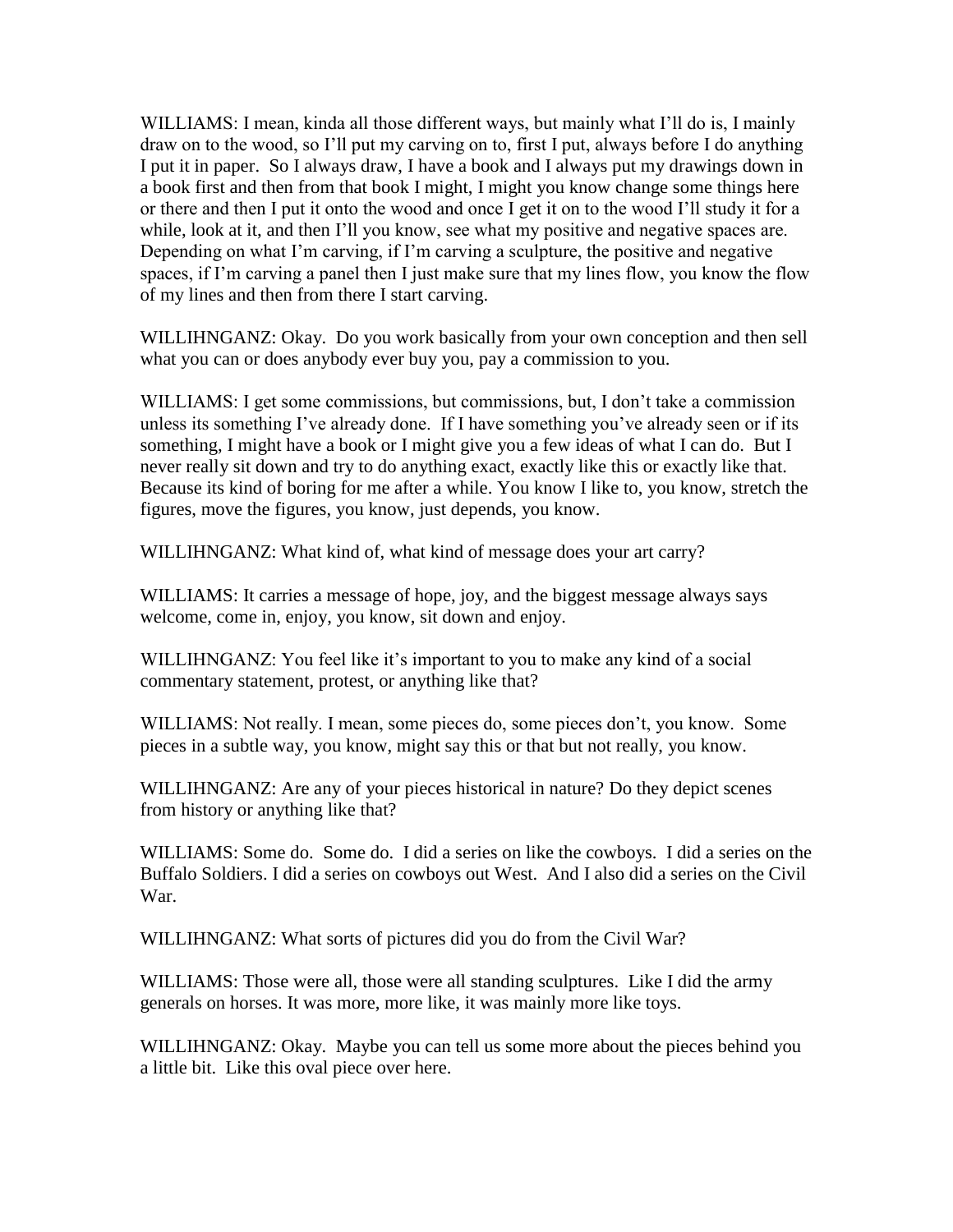WILLIAMS: I mean, kinda all those different ways, but mainly what I'll do is, I mainly draw on to the wood, so I'll put my carving on to, first I put, always before I do anything I put it in paper. So I always draw, I have a book and I always put my drawings down in a book first and then from that book I might, I might you know change some things here or there and then I put it onto the wood and once I get it on to the wood I'll study it for a while, look at it, and then I'll you know, see what my positive and negative spaces are. Depending on what I'm carving, if I'm carving a sculpture, the positive and negative spaces, if I'm carving a panel then I just make sure that my lines flow, you know the flow of my lines and then from there I start carving.

WILLIHNGANZ: Okay. Do you work basically from your own conception and then sell what you can or does anybody ever buy you, pay a commission to you.

WILLIAMS: I get some commissions, but commissions, but, I don't take a commission unless its something I've already done. If I have something you've already seen or if its something, I might have a book or I might give you a few ideas of what I can do. But I never really sit down and try to do anything exact, exactly like this or exactly like that. Because its kind of boring for me after a while. You know I like to, you know, stretch the figures, move the figures, you know, just depends, you know.

WILLIHNGANZ: What kind of, what kind of message does your art carry?

WILLIAMS: It carries a message of hope, joy, and the biggest message always says welcome, come in, enjoy, you know, sit down and enjoy.

WILLIHNGANZ: You feel like it's important to you to make any kind of a social commentary statement, protest, or anything like that?

WILLIAMS: Not really. I mean, some pieces do, some pieces don't, you know. Some pieces in a subtle way, you know, might say this or that but not really, you know.

WILLIHNGANZ: Are any of your pieces historical in nature? Do they depict scenes from history or anything like that?

WILLIAMS: Some do. Some do. I did a series on like the cowboys. I did a series on the Buffalo Soldiers. I did a series on cowboys out West. And I also did a series on the Civil War.

WILLIHNGANZ: What sorts of pictures did you do from the Civil War?

WILLIAMS: Those were all, those were all standing sculptures. Like I did the army generals on horses. It was more, more like, it was mainly more like toys.

WILLIHNGANZ: Okay. Maybe you can tell us some more about the pieces behind you a little bit. Like this oval piece over here.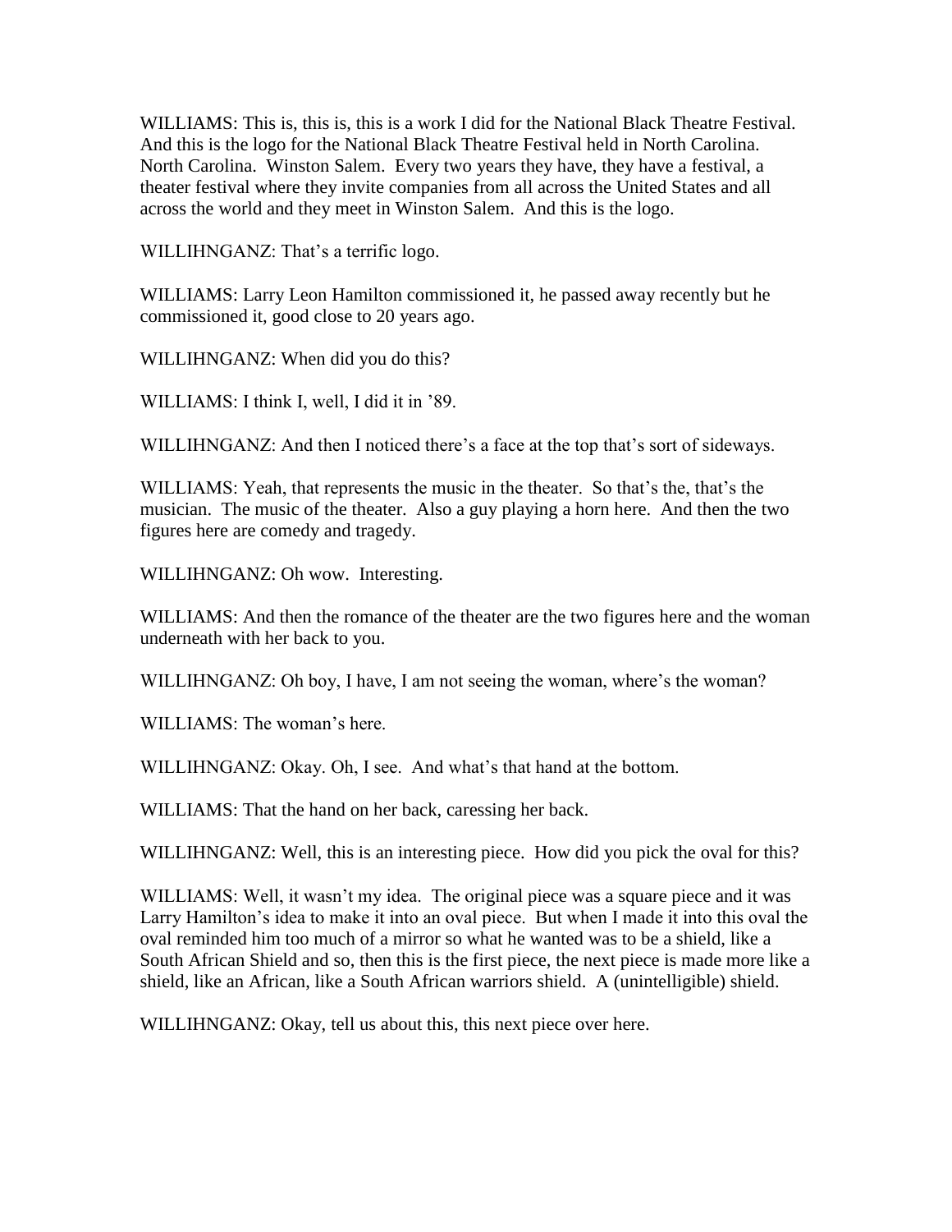WILLIAMS: This is, this is, this is a work I did for the National Black Theatre Festival. And this is the logo for the National Black Theatre Festival held in North Carolina. North Carolina. Winston Salem. Every two years they have, they have a festival, a theater festival where they invite companies from all across the United States and all across the world and they meet in Winston Salem. And this is the logo.

WILLIHNGANZ: That's a terrific logo.

WILLIAMS: Larry Leon Hamilton commissioned it, he passed away recently but he commissioned it, good close to 20 years ago.

WILLIHNGANZ: When did you do this?

WILLIAMS: I think I, well, I did it in '89.

WILLIHNGANZ: And then I noticed there's a face at the top that's sort of sideways.

WILLIAMS: Yeah, that represents the music in the theater. So that's the, that's the musician. The music of the theater. Also a guy playing a horn here. And then the two figures here are comedy and tragedy.

WILLIHNGANZ: Oh wow. Interesting.

WILLIAMS: And then the romance of the theater are the two figures here and the woman underneath with her back to you.

WILLIHNGANZ: Oh boy, I have, I am not seeing the woman, where's the woman?

WILLIAMS: The woman's here.

WILLIHNGANZ: Okay. Oh, I see. And what's that hand at the bottom.

WILLIAMS: That the hand on her back, caressing her back.

WILLIHNGANZ: Well, this is an interesting piece. How did you pick the oval for this?

WILLIAMS: Well, it wasn't my idea. The original piece was a square piece and it was Larry Hamilton's idea to make it into an oval piece. But when I made it into this oval the oval reminded him too much of a mirror so what he wanted was to be a shield, like a South African Shield and so, then this is the first piece, the next piece is made more like a shield, like an African, like a South African warriors shield. A (unintelligible) shield.

WILLIHNGANZ: Okay, tell us about this, this next piece over here.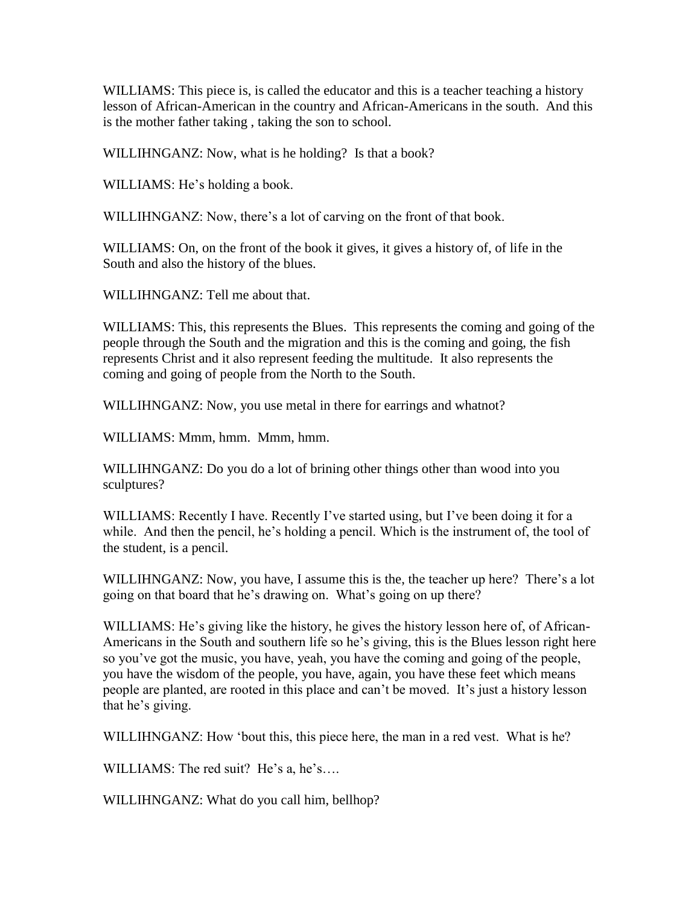WILLIAMS: This piece is, is called the educator and this is a teacher teaching a history lesson of African-American in the country and African-Americans in the south. And this is the mother father taking , taking the son to school.

WILLIHNGANZ: Now, what is he holding? Is that a book?

WILLIAMS: He's holding a book.

WILLIHNGANZ: Now, there's a lot of carving on the front of that book.

WILLIAMS: On, on the front of the book it gives, it gives a history of, of life in the South and also the history of the blues.

WILLIHNGANZ: Tell me about that.

WILLIAMS: This, this represents the Blues. This represents the coming and going of the people through the South and the migration and this is the coming and going, the fish represents Christ and it also represent feeding the multitude. It also represents the coming and going of people from the North to the South.

WILLIHNGANZ: Now, you use metal in there for earrings and whatnot?

WILLIAMS: Mmm, hmm. Mmm, hmm.

WILLIHNGANZ: Do you do a lot of brining other things other than wood into you sculptures?

WILLIAMS: Recently I have. Recently I've started using, but I've been doing it for a while. And then the pencil, he's holding a pencil. Which is the instrument of, the tool of the student, is a pencil.

WILLIHNGANZ: Now, you have, I assume this is the, the teacher up here? There's a lot going on that board that he's drawing on. What's going on up there?

WILLIAMS: He's giving like the history, he gives the history lesson here of, of African-Americans in the South and southern life so he's giving, this is the Blues lesson right here so you've got the music, you have, yeah, you have the coming and going of the people, you have the wisdom of the people, you have, again, you have these feet which means people are planted, are rooted in this place and can't be moved. It's just a history lesson that he's giving.

WILLIHNGANZ: How 'bout this, this piece here, the man in a red vest. What is he?

WILLIAMS: The red suit? He's a, he's….

WILLIHNGANZ: What do you call him, bellhop?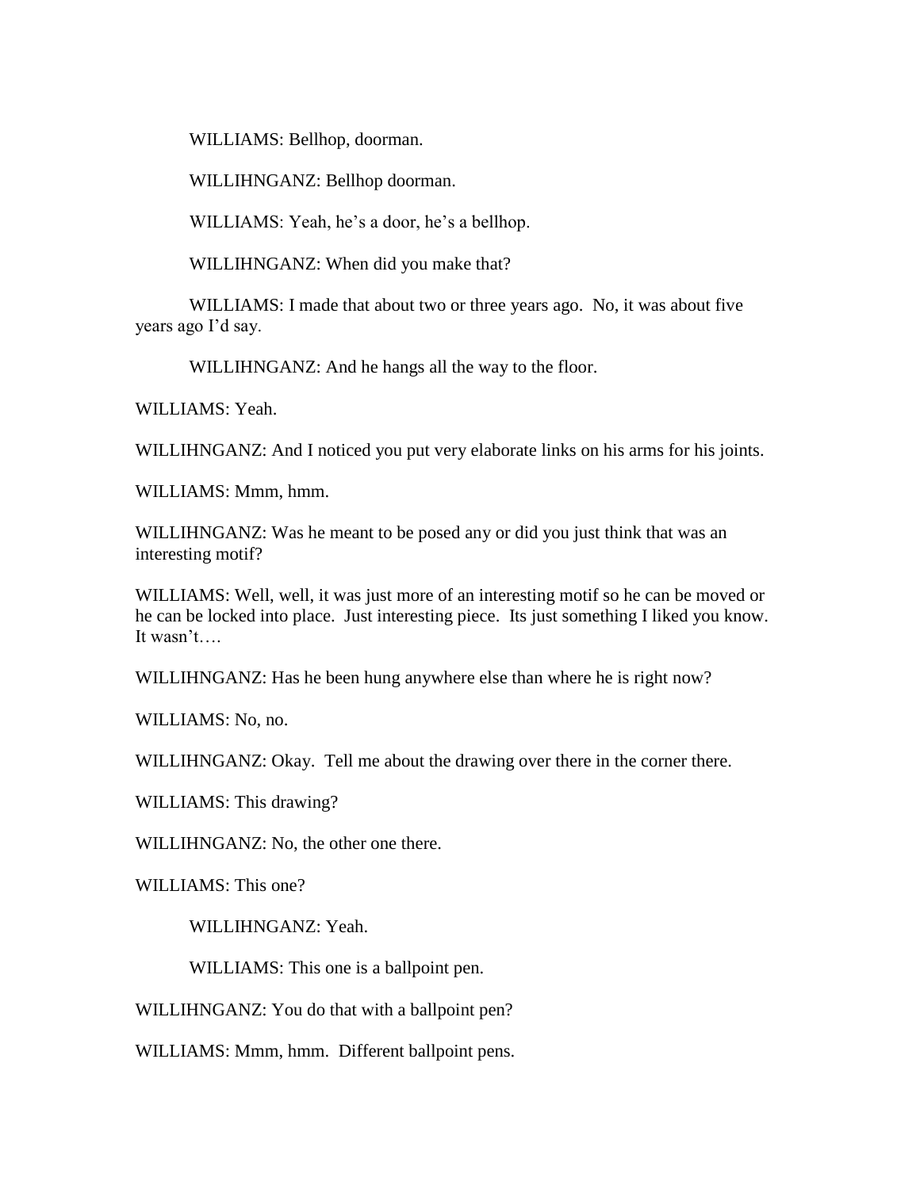WILLIAMS: Bellhop, doorman.

WILLIHNGANZ: Bellhop doorman.

WILLIAMS: Yeah, he's a door, he's a bellhop.

WILLIHNGANZ: When did you make that?

WILLIAMS: I made that about two or three years ago. No, it was about five years ago I'd say.

WILLIHNGANZ: And he hangs all the way to the floor.

WILLIAMS: Yeah.

WILLIHNGANZ: And I noticed you put very elaborate links on his arms for his joints.

WILLIAMS: Mmm, hmm.

WILLIHNGANZ: Was he meant to be posed any or did you just think that was an interesting motif?

WILLIAMS: Well, well, it was just more of an interesting motif so he can be moved or he can be locked into place. Just interesting piece. Its just something I liked you know. It wasn't….

WILLIHNGANZ: Has he been hung anywhere else than where he is right now?

WILLIAMS: No, no.

WILLIHNGANZ: Okay. Tell me about the drawing over there in the corner there.

WILLIAMS: This drawing?

WILLIHNGANZ: No, the other one there.

WILLIAMS: This one?

WILLIHNGANZ: Yeah.

WILLIAMS: This one is a ballpoint pen.

WILLIHNGANZ: You do that with a ballpoint pen?

WILLIAMS: Mmm, hmm. Different ballpoint pens.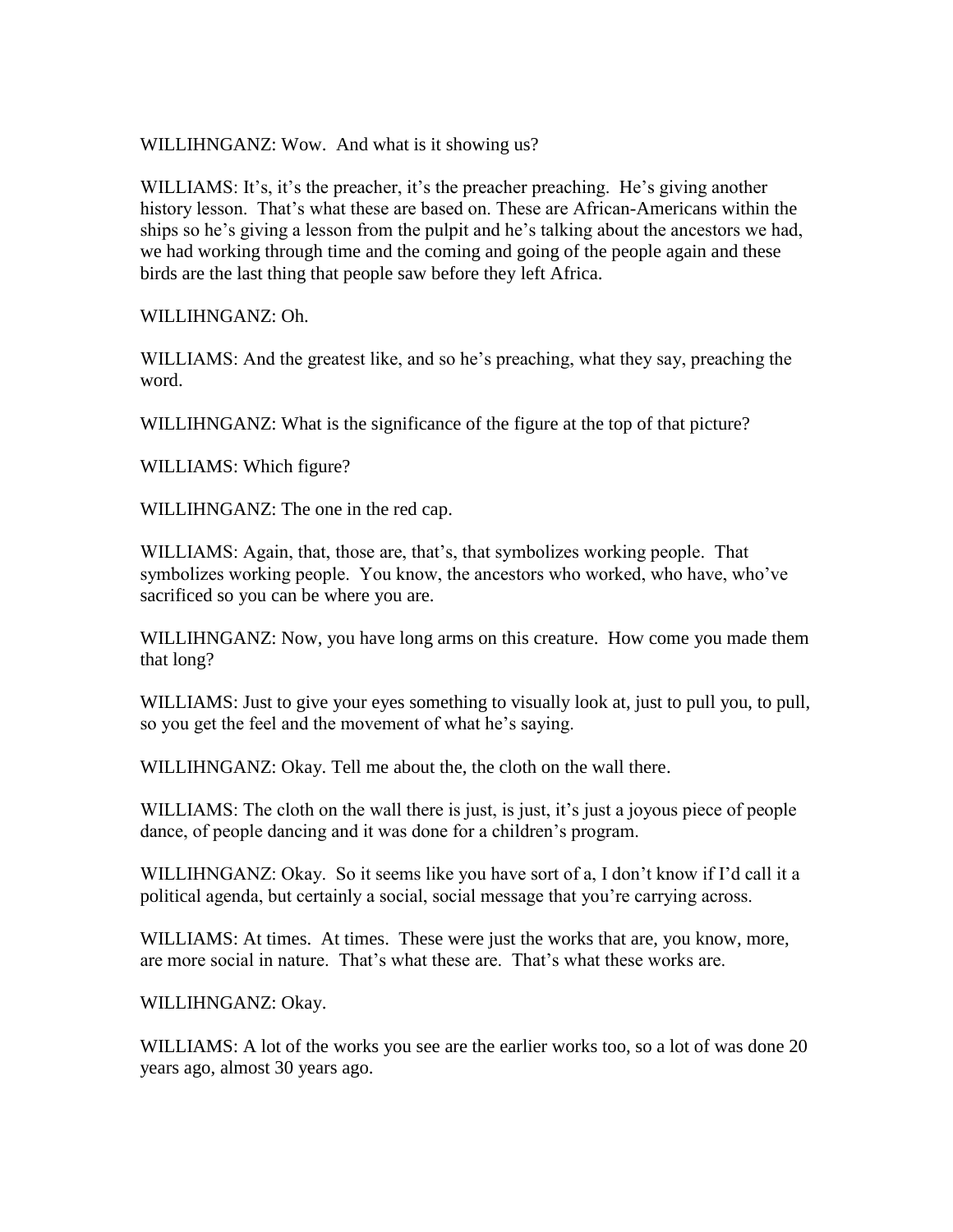WILLIHNGANZ: Wow. And what is it showing us?

WILLIAMS: It's, it's the preacher, it's the preacher preaching. He's giving another history lesson. That's what these are based on. These are African-Americans within the ships so he's giving a lesson from the pulpit and he's talking about the ancestors we had, we had working through time and the coming and going of the people again and these birds are the last thing that people saw before they left Africa.

WILLIHNGANZ: Oh.

WILLIAMS: And the greatest like, and so he's preaching, what they say, preaching the word.

WILLIHNGANZ: What is the significance of the figure at the top of that picture?

WILLIAMS: Which figure?

WILLIHNGANZ: The one in the red cap.

WILLIAMS: Again, that, those are, that's, that symbolizes working people. That symbolizes working people. You know, the ancestors who worked, who have, who've sacrificed so you can be where you are.

WILLIHNGANZ: Now, you have long arms on this creature. How come you made them that long?

WILLIAMS: Just to give your eyes something to visually look at, just to pull you, to pull, so you get the feel and the movement of what he's saying.

WILLIHNGANZ: Okay. Tell me about the, the cloth on the wall there.

WILLIAMS: The cloth on the wall there is just, is just, it's just a joyous piece of people dance, of people dancing and it was done for a children's program.

WILLIHNGANZ: Okay. So it seems like you have sort of a, I don't know if I'd call it a political agenda, but certainly a social, social message that you're carrying across.

WILLIAMS: At times. At times. These were just the works that are, you know, more, are more social in nature. That's what these are. That's what these works are.

WILLIHNGANZ: Okay.

WILLIAMS: A lot of the works you see are the earlier works too, so a lot of was done 20 years ago, almost 30 years ago.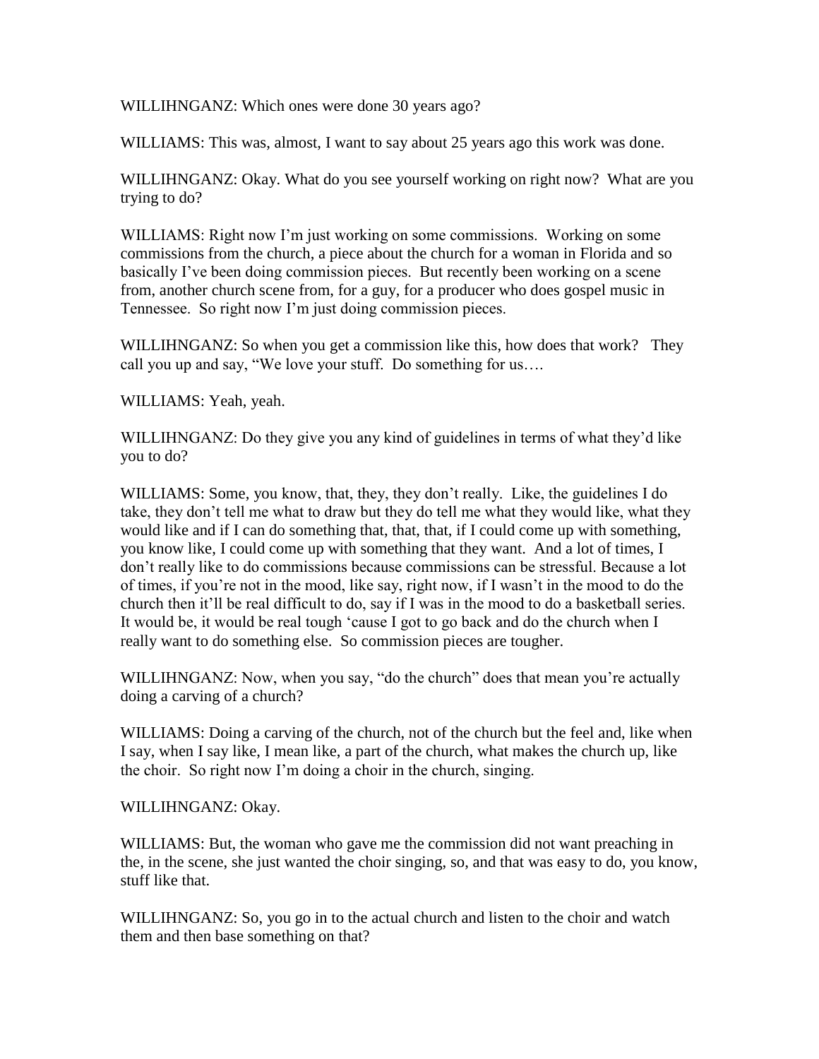WILLIHNGANZ: Which ones were done 30 years ago?

WILLIAMS: This was, almost, I want to say about 25 years ago this work was done.

WILLIHNGANZ: Okay. What do you see yourself working on right now? What are you trying to do?

WILLIAMS: Right now I'm just working on some commissions. Working on some commissions from the church, a piece about the church for a woman in Florida and so basically I've been doing commission pieces. But recently been working on a scene from, another church scene from, for a guy, for a producer who does gospel music in Tennessee. So right now I'm just doing commission pieces.

WILLIHNGANZ: So when you get a commission like this, how does that work? They call you up and say, "We love your stuff. Do something for us….

WILLIAMS: Yeah, yeah.

WILLIHNGANZ: Do they give you any kind of guidelines in terms of what they'd like you to do?

WILLIAMS: Some, you know, that, they, they don't really. Like, the guidelines I do take, they don't tell me what to draw but they do tell me what they would like, what they would like and if I can do something that, that, that, if I could come up with something, you know like, I could come up with something that they want. And a lot of times, I don't really like to do commissions because commissions can be stressful. Because a lot of times, if you're not in the mood, like say, right now, if I wasn't in the mood to do the church then it'll be real difficult to do, say if I was in the mood to do a basketball series. It would be, it would be real tough 'cause I got to go back and do the church when I really want to do something else. So commission pieces are tougher.

WILLIHNGANZ: Now, when you say, "do the church" does that mean you're actually doing a carving of a church?

WILLIAMS: Doing a carving of the church, not of the church but the feel and, like when I say, when I say like, I mean like, a part of the church, what makes the church up, like the choir. So right now I'm doing a choir in the church, singing.

WILLIHNGANZ: Okay.

WILLIAMS: But, the woman who gave me the commission did not want preaching in the, in the scene, she just wanted the choir singing, so, and that was easy to do, you know, stuff like that.

WILLIHNGANZ: So, you go in to the actual church and listen to the choir and watch them and then base something on that?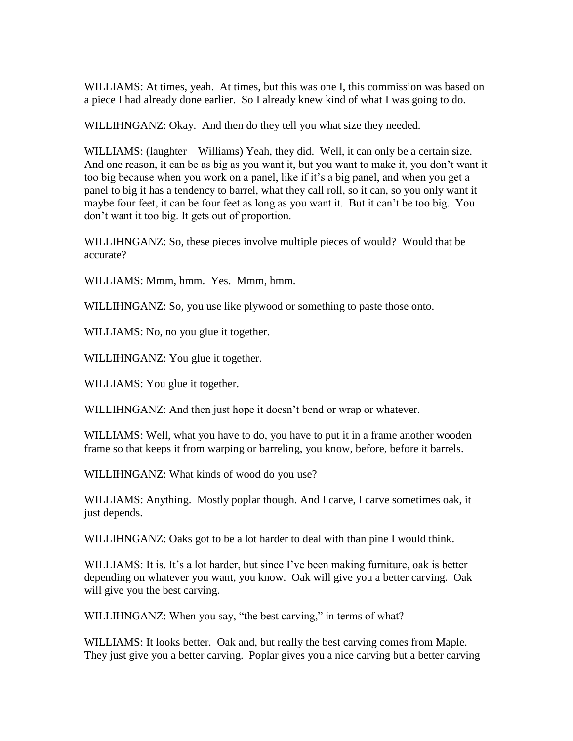WILLIAMS: At times, yeah. At times, but this was one I, this commission was based on a piece I had already done earlier. So I already knew kind of what I was going to do.

WILLIHNGANZ: Okay. And then do they tell you what size they needed.

WILLIAMS: (laughter—Williams) Yeah, they did. Well, it can only be a certain size. And one reason, it can be as big as you want it, but you want to make it, you don't want it too big because when you work on a panel, like if it's a big panel, and when you get a panel to big it has a tendency to barrel, what they call roll, so it can, so you only want it maybe four feet, it can be four feet as long as you want it. But it can't be too big. You don't want it too big. It gets out of proportion.

WILLIHNGANZ: So, these pieces involve multiple pieces of would? Would that be accurate?

WILLIAMS: Mmm, hmm. Yes. Mmm, hmm.

WILLIHNGANZ: So, you use like plywood or something to paste those onto.

WILLIAMS: No, no you glue it together.

WILLIHNGANZ: You glue it together.

WILLIAMS: You glue it together.

WILLIHNGANZ: And then just hope it doesn't bend or wrap or whatever.

WILLIAMS: Well, what you have to do, you have to put it in a frame another wooden frame so that keeps it from warping or barreling, you know, before, before it barrels.

WILLIHNGANZ: What kinds of wood do you use?

WILLIAMS: Anything. Mostly poplar though. And I carve, I carve sometimes oak, it just depends.

WILLIHNGANZ: Oaks got to be a lot harder to deal with than pine I would think.

WILLIAMS: It is. It's a lot harder, but since I've been making furniture, oak is better depending on whatever you want, you know. Oak will give you a better carving. Oak will give you the best carving.

WILLIHNGANZ: When you say, "the best carving," in terms of what?

WILLIAMS: It looks better. Oak and, but really the best carving comes from Maple. They just give you a better carving. Poplar gives you a nice carving but a better carving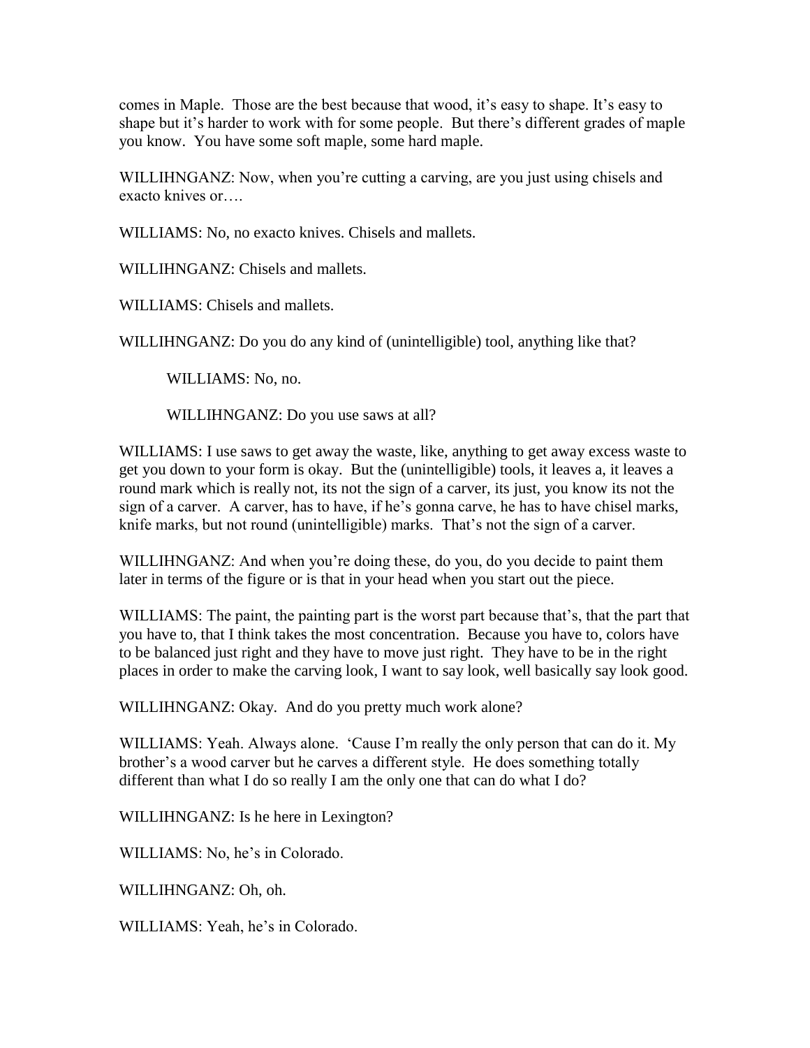comes in Maple. Those are the best because that wood, it's easy to shape. It's easy to shape but it's harder to work with for some people. But there's different grades of maple you know. You have some soft maple, some hard maple.

WILLIHNGANZ: Now, when you're cutting a carving, are you just using chisels and exacto knives or….

WILLIAMS: No, no exacto knives. Chisels and mallets.

WILLIHNGANZ: Chisels and mallets.

WILLIAMS: Chisels and mallets.

WILLIHNGANZ: Do you do any kind of (unintelligible) tool, anything like that?

WILLIAMS: No, no.

WILLIHNGANZ: Do you use saws at all?

WILLIAMS: I use saws to get away the waste, like, anything to get away excess waste to get you down to your form is okay. But the (unintelligible) tools, it leaves a, it leaves a round mark which is really not, its not the sign of a carver, its just, you know its not the sign of a carver. A carver, has to have, if he's gonna carve, he has to have chisel marks, knife marks, but not round (unintelligible) marks. That's not the sign of a carver.

WILLIHNGANZ: And when you're doing these, do you, do you decide to paint them later in terms of the figure or is that in your head when you start out the piece.

WILLIAMS: The paint, the painting part is the worst part because that's, that the part that you have to, that I think takes the most concentration. Because you have to, colors have to be balanced just right and they have to move just right. They have to be in the right places in order to make the carving look, I want to say look, well basically say look good.

WILLIHNGANZ: Okay. And do you pretty much work alone?

WILLIAMS: Yeah. Always alone. 'Cause I'm really the only person that can do it. My brother's a wood carver but he carves a different style. He does something totally different than what I do so really I am the only one that can do what I do?

WILLIHNGANZ: Is he here in Lexington?

WILLIAMS: No, he's in Colorado.

WILLIHNGANZ: Oh, oh.

WILLIAMS: Yeah, he's in Colorado.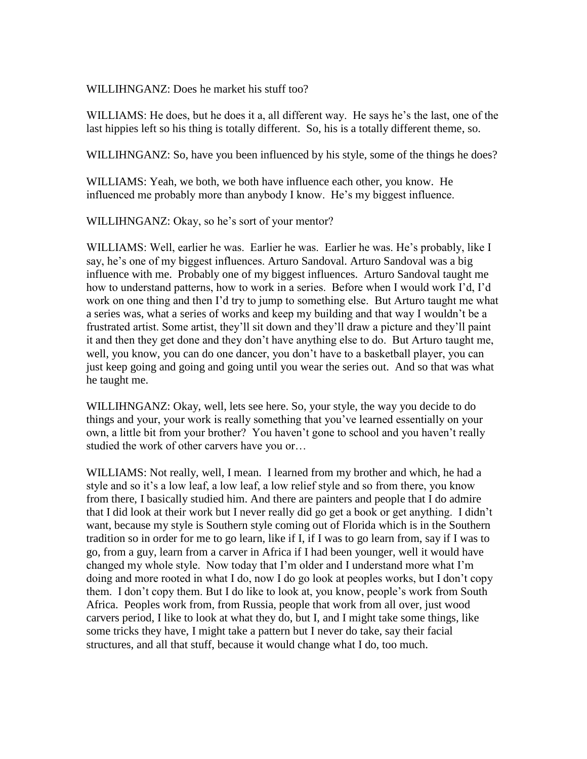WILLIHNGANZ: Does he market his stuff too?

WILLIAMS: He does, but he does it a, all different way. He says he's the last, one of the last hippies left so his thing is totally different. So, his is a totally different theme, so.

WILLIHNGANZ: So, have you been influenced by his style, some of the things he does?

WILLIAMS: Yeah, we both, we both have influence each other, you know. He influenced me probably more than anybody I know. He's my biggest influence.

WILLIHNGANZ: Okay, so he's sort of your mentor?

WILLIAMS: Well, earlier he was. Earlier he was. Earlier he was. He's probably, like I say, he's one of my biggest influences. Arturo Sandoval. Arturo Sandoval was a big influence with me. Probably one of my biggest influences. Arturo Sandoval taught me how to understand patterns, how to work in a series. Before when I would work I'd, I'd work on one thing and then I'd try to jump to something else. But Arturo taught me what a series was, what a series of works and keep my building and that way I wouldn't be a frustrated artist. Some artist, they'll sit down and they'll draw a picture and they'll paint it and then they get done and they don't have anything else to do. But Arturo taught me, well, you know, you can do one dancer, you don't have to a basketball player, you can just keep going and going and going until you wear the series out. And so that was what he taught me.

WILLIHNGANZ: Okay, well, lets see here. So, your style, the way you decide to do things and your, your work is really something that you've learned essentially on your own, a little bit from your brother? You haven't gone to school and you haven't really studied the work of other carvers have you or…

WILLIAMS: Not really, well, I mean. I learned from my brother and which, he had a style and so it's a low leaf, a low leaf, a low relief style and so from there, you know from there, I basically studied him. And there are painters and people that I do admire that I did look at their work but I never really did go get a book or get anything. I didn't want, because my style is Southern style coming out of Florida which is in the Southern tradition so in order for me to go learn, like if I, if I was to go learn from, say if I was to go, from a guy, learn from a carver in Africa if I had been younger, well it would have changed my whole style. Now today that I'm older and I understand more what I'm doing and more rooted in what I do, now I do go look at peoples works, but I don't copy them. I don't copy them. But I do like to look at, you know, people's work from South Africa. Peoples work from, from Russia, people that work from all over, just wood carvers period, I like to look at what they do, but I, and I might take some things, like some tricks they have, I might take a pattern but I never do take, say their facial structures, and all that stuff, because it would change what I do, too much.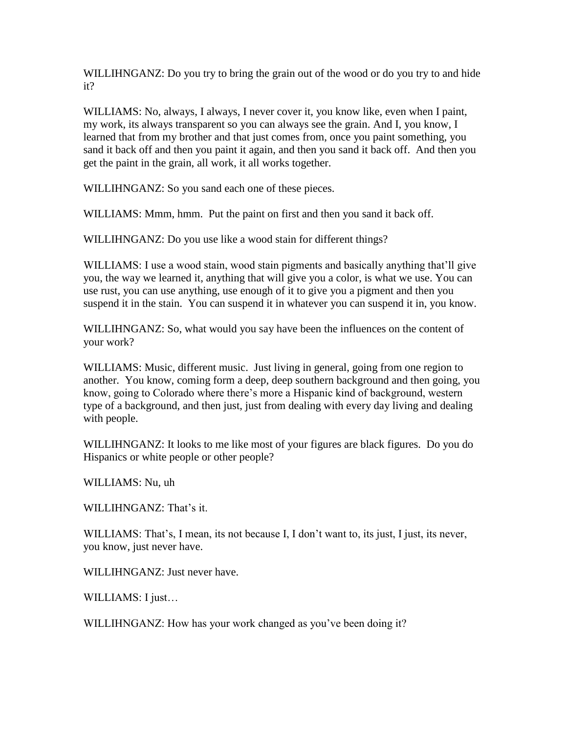WILLIHNGANZ: Do you try to bring the grain out of the wood or do you try to and hide it?

WILLIAMS: No, always, I always, I never cover it, you know like, even when I paint, my work, its always transparent so you can always see the grain. And I, you know, I learned that from my brother and that just comes from, once you paint something, you sand it back off and then you paint it again, and then you sand it back off. And then you get the paint in the grain, all work, it all works together.

WILLIHNGANZ: So you sand each one of these pieces.

WILLIAMS: Mmm, hmm. Put the paint on first and then you sand it back off.

WILLIHNGANZ: Do you use like a wood stain for different things?

WILLIAMS: I use a wood stain, wood stain pigments and basically anything that'll give you, the way we learned it, anything that will give you a color, is what we use. You can use rust, you can use anything, use enough of it to give you a pigment and then you suspend it in the stain. You can suspend it in whatever you can suspend it in, you know.

WILLIHNGANZ: So, what would you say have been the influences on the content of your work?

WILLIAMS: Music, different music. Just living in general, going from one region to another. You know, coming form a deep, deep southern background and then going, you know, going to Colorado where there's more a Hispanic kind of background, western type of a background, and then just, just from dealing with every day living and dealing with people.

WILLIHNGANZ: It looks to me like most of your figures are black figures. Do you do Hispanics or white people or other people?

WILLIAMS: Nu, uh

WILLIHNGANZ: That's it.

WILLIAMS: That's, I mean, its not because I, I don't want to, its just, I just, its never, you know, just never have.

WILLIHNGANZ: Just never have.

WILLIAMS: I just…

WILLIHNGANZ: How has your work changed as you've been doing it?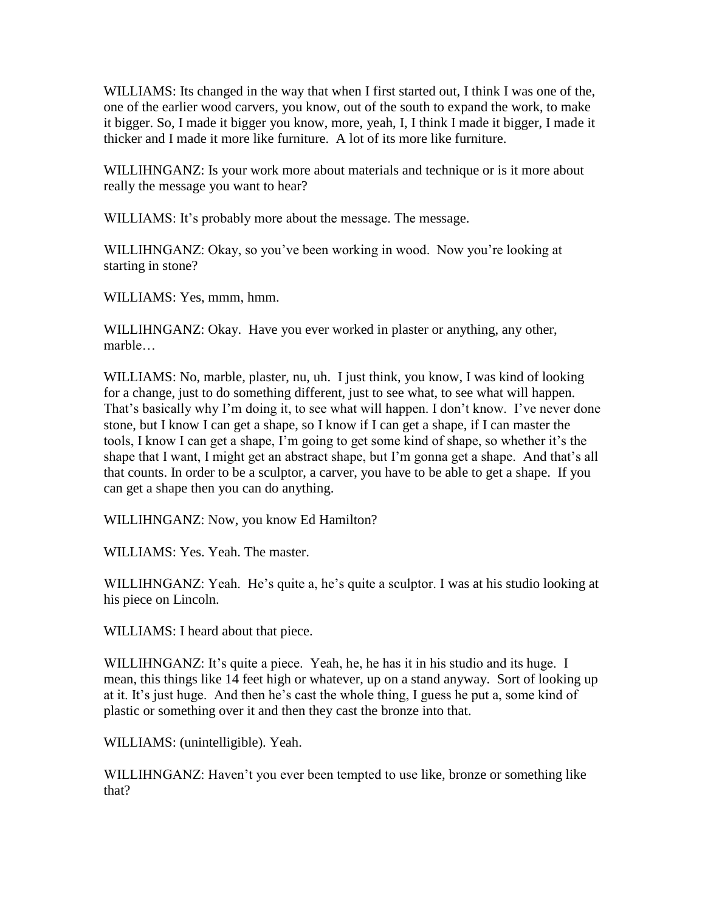WILLIAMS: Its changed in the way that when I first started out, I think I was one of the, one of the earlier wood carvers, you know, out of the south to expand the work, to make it bigger. So, I made it bigger you know, more, yeah, I, I think I made it bigger, I made it thicker and I made it more like furniture. A lot of its more like furniture.

WILLIHNGANZ: Is your work more about materials and technique or is it more about really the message you want to hear?

WILLIAMS: It's probably more about the message. The message.

WILLIHNGANZ: Okay, so you've been working in wood. Now you're looking at starting in stone?

WILLIAMS: Yes, mmm, hmm.

WILLIHNGANZ: Okay. Have you ever worked in plaster or anything, any other, marble…

WILLIAMS: No, marble, plaster, nu, uh. I just think, you know, I was kind of looking for a change, just to do something different, just to see what, to see what will happen. That's basically why I'm doing it, to see what will happen. I don't know. I've never done stone, but I know I can get a shape, so I know if I can get a shape, if I can master the tools, I know I can get a shape, I'm going to get some kind of shape, so whether it's the shape that I want, I might get an abstract shape, but I'm gonna get a shape. And that's all that counts. In order to be a sculptor, a carver, you have to be able to get a shape. If you can get a shape then you can do anything.

WILLIHNGANZ: Now, you know Ed Hamilton?

WILLIAMS: Yes. Yeah. The master.

WILLIHNGANZ: Yeah. He's quite a, he's quite a sculptor. I was at his studio looking at his piece on Lincoln.

WILLIAMS: I heard about that piece.

WILLIHNGANZ: It's quite a piece. Yeah, he, he has it in his studio and its huge. I mean, this things like 14 feet high or whatever, up on a stand anyway. Sort of looking up at it. It's just huge. And then he's cast the whole thing, I guess he put a, some kind of plastic or something over it and then they cast the bronze into that.

WILLIAMS: (unintelligible). Yeah.

WILLIHNGANZ: Haven't you ever been tempted to use like, bronze or something like that?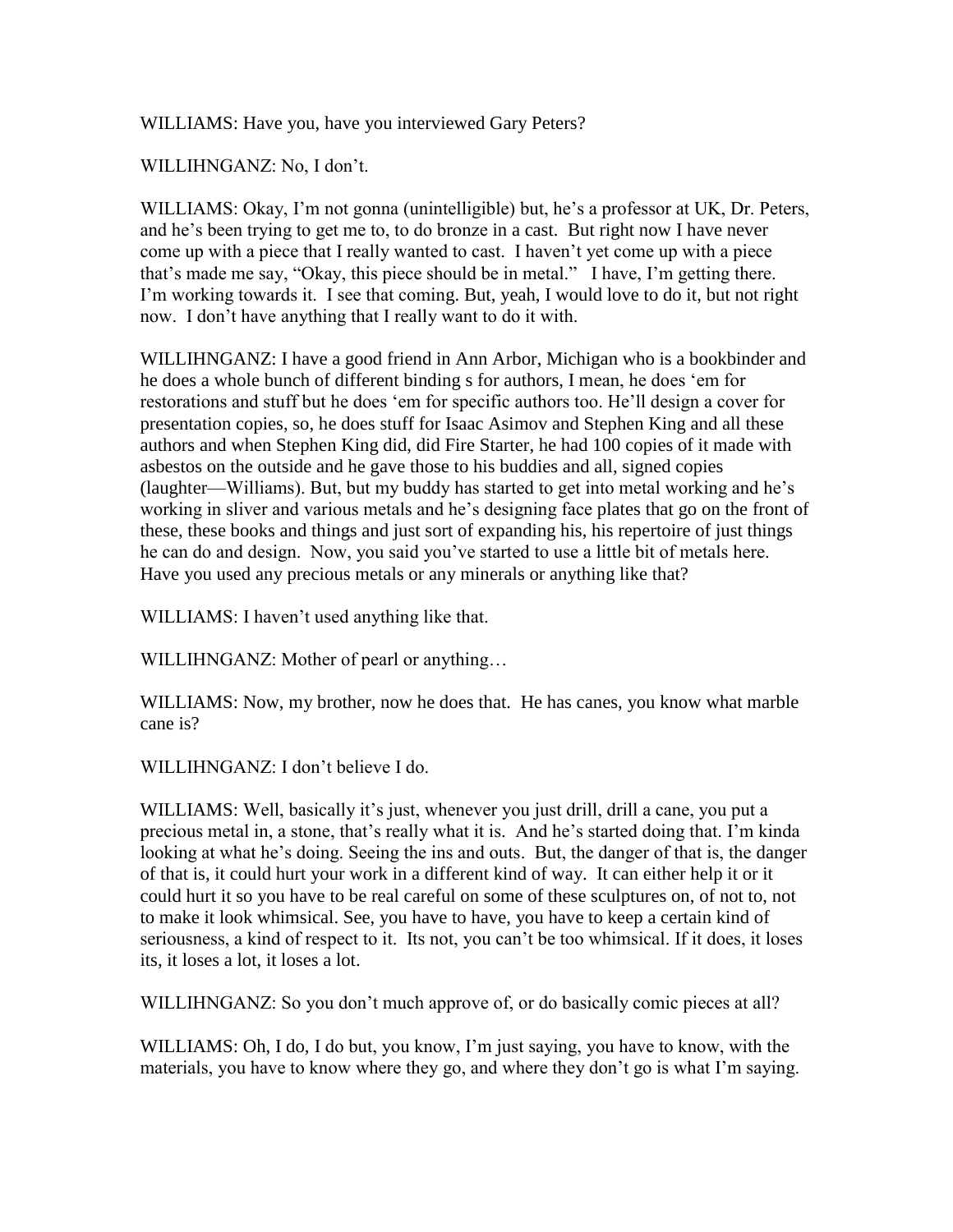WILLIAMS: Have you, have you interviewed Gary Peters?

WILLIHNGANZ: No, I don't.

WILLIAMS: Okay, I'm not gonna (unintelligible) but, he's a professor at UK, Dr. Peters, and he's been trying to get me to, to do bronze in a cast. But right now I have never come up with a piece that I really wanted to cast. I haven't yet come up with a piece that's made me say, "Okay, this piece should be in metal." I have, I'm getting there. I'm working towards it. I see that coming. But, yeah, I would love to do it, but not right now. I don't have anything that I really want to do it with.

WILLIHNGANZ: I have a good friend in Ann Arbor, Michigan who is a bookbinder and he does a whole bunch of different binding s for authors, I mean, he does 'em for restorations and stuff but he does 'em for specific authors too. He'll design a cover for presentation copies, so, he does stuff for Isaac Asimov and Stephen King and all these authors and when Stephen King did, did Fire Starter, he had 100 copies of it made with asbestos on the outside and he gave those to his buddies and all, signed copies (laughter—Williams). But, but my buddy has started to get into metal working and he's working in sliver and various metals and he's designing face plates that go on the front of these, these books and things and just sort of expanding his, his repertoire of just things he can do and design. Now, you said you've started to use a little bit of metals here. Have you used any precious metals or any minerals or anything like that?

WILLIAMS: I haven't used anything like that.

WILLIHNGANZ: Mother of pearl or anything…

WILLIAMS: Now, my brother, now he does that. He has canes, you know what marble cane is?

WILLIHNGANZ: I don't believe I do.

WILLIAMS: Well, basically it's just, whenever you just drill, drill a cane, you put a precious metal in, a stone, that's really what it is. And he's started doing that. I'm kinda looking at what he's doing. Seeing the ins and outs. But, the danger of that is, the danger of that is, it could hurt your work in a different kind of way. It can either help it or it could hurt it so you have to be real careful on some of these sculptures on, of not to, not to make it look whimsical. See, you have to have, you have to keep a certain kind of seriousness, a kind of respect to it. Its not, you can't be too whimsical. If it does, it loses its, it loses a lot, it loses a lot.

WILLIHNGANZ: So you don't much approve of, or do basically comic pieces at all?

WILLIAMS: Oh, I do, I do but, you know, I'm just saying, you have to know, with the materials, you have to know where they go, and where they don't go is what I'm saying.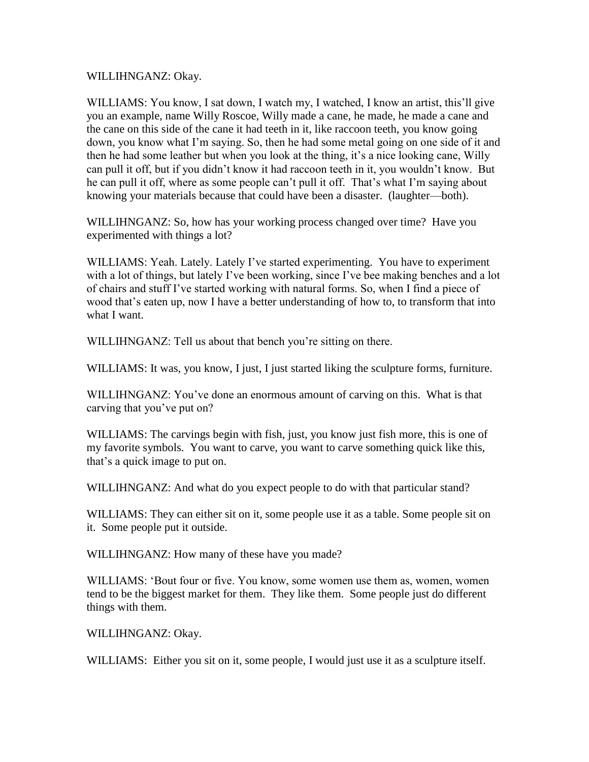WILLIHNGANZ: Okay.

WILLIAMS: You know, I sat down, I watch my, I watched, I know an artist, this'll give you an example, name Willy Roscoe, Willy made a cane, he made, he made a cane and the cane on this side of the cane it had teeth in it, like raccoon teeth, you know going down, you know what I'm saying. So, then he had some metal going on one side of it and then he had some leather but when you look at the thing, it's a nice looking cane, Willy can pull it off, but if you didn't know it had raccoon teeth in it, you wouldn't know. But he can pull it off, where as some people can't pull it off. That's what I'm saying about knowing your materials because that could have been a disaster. (laughter—both).

WILLIHNGANZ: So, how has your working process changed over time? Have you experimented with things a lot?

WILLIAMS: Yeah. Lately. Lately I've started experimenting. You have to experiment with a lot of things, but lately I've been working, since I've bee making benches and a lot of chairs and stuff I've started working with natural forms. So, when I find a piece of wood that's eaten up, now I have a better understanding of how to, to transform that into what I want.

WILLIHNGANZ: Tell us about that bench you're sitting on there.

WILLIAMS: It was, you know, I just, I just started liking the sculpture forms, furniture.

WILLIHNGANZ: You've done an enormous amount of carving on this. What is that carving that you've put on?

WILLIAMS: The carvings begin with fish, just, you know just fish more, this is one of my favorite symbols. You want to carve, you want to carve something quick like this, that's a quick image to put on.

WILLIHNGANZ: And what do you expect people to do with that particular stand?

WILLIAMS: They can either sit on it, some people use it as a table. Some people sit on it. Some people put it outside.

WILLIHNGANZ: How many of these have you made?

WILLIAMS: 'Bout four or five. You know, some women use them as, women, women tend to be the biggest market for them. They like them. Some people just do different things with them.

WILLIHNGANZ: Okay.

WILLIAMS: Either you sit on it, some people, I would just use it as a sculpture itself.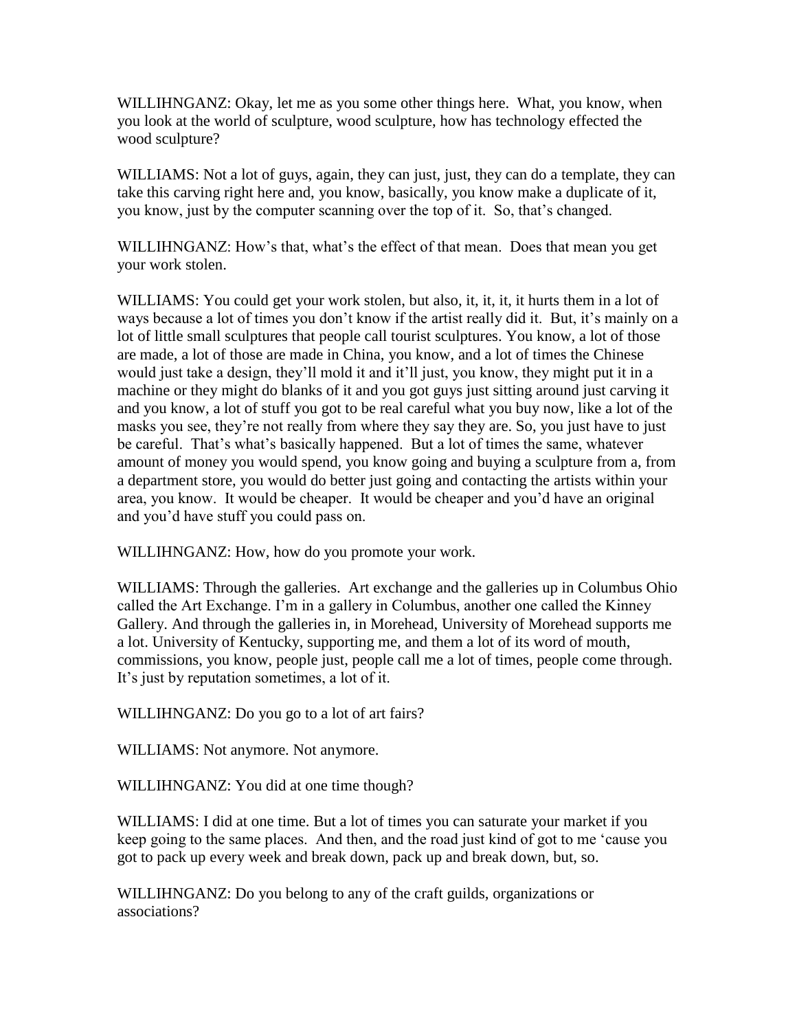WILLIHNGANZ: Okay, let me as you some other things here. What, you know, when you look at the world of sculpture, wood sculpture, how has technology effected the wood sculpture?

WILLIAMS: Not a lot of guys, again, they can just, just, they can do a template, they can take this carving right here and, you know, basically, you know make a duplicate of it, you know, just by the computer scanning over the top of it. So, that's changed.

WILLIHNGANZ: How's that, what's the effect of that mean. Does that mean you get your work stolen.

WILLIAMS: You could get your work stolen, but also, it, it, it, it hurts them in a lot of ways because a lot of times you don't know if the artist really did it. But, it's mainly on a lot of little small sculptures that people call tourist sculptures. You know, a lot of those are made, a lot of those are made in China, you know, and a lot of times the Chinese would just take a design, they'll mold it and it'll just, you know, they might put it in a machine or they might do blanks of it and you got guys just sitting around just carving it and you know, a lot of stuff you got to be real careful what you buy now, like a lot of the masks you see, they're not really from where they say they are. So, you just have to just be careful. That's what's basically happened. But a lot of times the same, whatever amount of money you would spend, you know going and buying a sculpture from a, from a department store, you would do better just going and contacting the artists within your area, you know. It would be cheaper. It would be cheaper and you'd have an original and you'd have stuff you could pass on.

WILLIHNGANZ: How, how do you promote your work.

WILLIAMS: Through the galleries. Art exchange and the galleries up in Columbus Ohio called the Art Exchange. I'm in a gallery in Columbus, another one called the Kinney Gallery. And through the galleries in, in Morehead, University of Morehead supports me a lot. University of Kentucky, supporting me, and them a lot of its word of mouth, commissions, you know, people just, people call me a lot of times, people come through. It's just by reputation sometimes, a lot of it.

WILLIHNGANZ: Do you go to a lot of art fairs?

WILLIAMS: Not anymore. Not anymore.

WILLIHNGANZ: You did at one time though?

WILLIAMS: I did at one time. But a lot of times you can saturate your market if you keep going to the same places. And then, and the road just kind of got to me 'cause you got to pack up every week and break down, pack up and break down, but, so.

WILLIHNGANZ: Do you belong to any of the craft guilds, organizations or associations?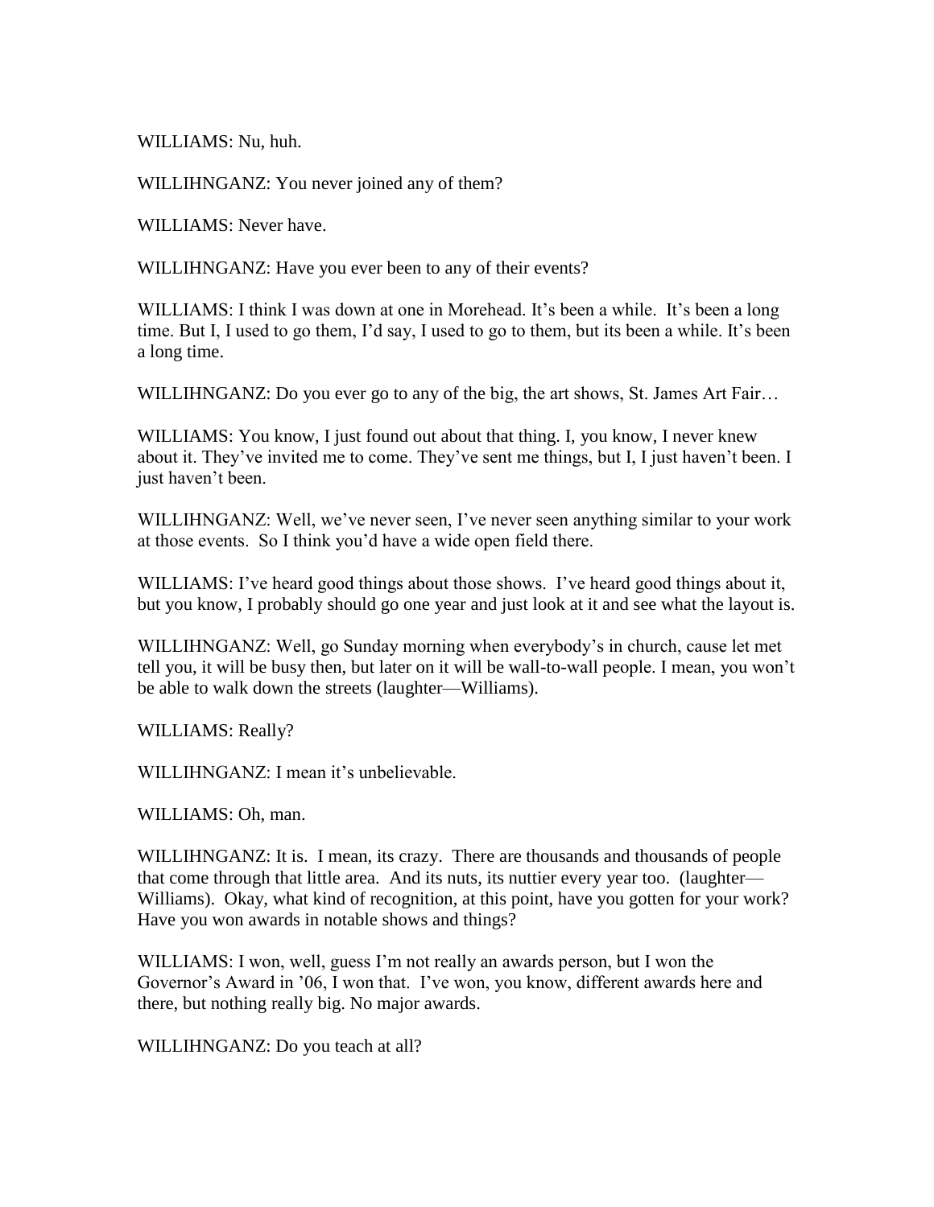WILLIAMS: Nu, huh.

WILLIHNGANZ: You never joined any of them?

WILLIAMS: Never have.

WILLIHNGANZ: Have you ever been to any of their events?

WILLIAMS: I think I was down at one in Morehead. It's been a while. It's been a long time. But I, I used to go them, I'd say, I used to go to them, but its been a while. It's been a long time.

WILLIHNGANZ: Do you ever go to any of the big, the art shows, St. James Art Fair…

WILLIAMS: You know, I just found out about that thing. I, you know, I never knew about it. They've invited me to come. They've sent me things, but I, I just haven't been. I just haven't been.

WILLIHNGANZ: Well, we've never seen, I've never seen anything similar to your work at those events. So I think you'd have a wide open field there.

WILLIAMS: I've heard good things about those shows. I've heard good things about it, but you know, I probably should go one year and just look at it and see what the layout is.

WILLIHNGANZ: Well, go Sunday morning when everybody's in church, cause let met tell you, it will be busy then, but later on it will be wall-to-wall people. I mean, you won't be able to walk down the streets (laughter—Williams).

WILLIAMS: Really?

WILLIHNGANZ: I mean it's unbelievable.

WILLIAMS: Oh, man.

WILLIHNGANZ: It is. I mean, its crazy. There are thousands and thousands of people that come through that little area. And its nuts, its nuttier every year too. (laughter—Williams). Okay, what kind of recognition, at this point, have you gotten for your work? Have you won awards in notable shows and things?

WILLIAMS: I won, well, guess I'm not really an awards person, but I won the Governor's Award in '06, I won that. I've won, you know, different awards here and there, but nothing really big. No major awards.

WILLIHNGANZ: Do you teach at all?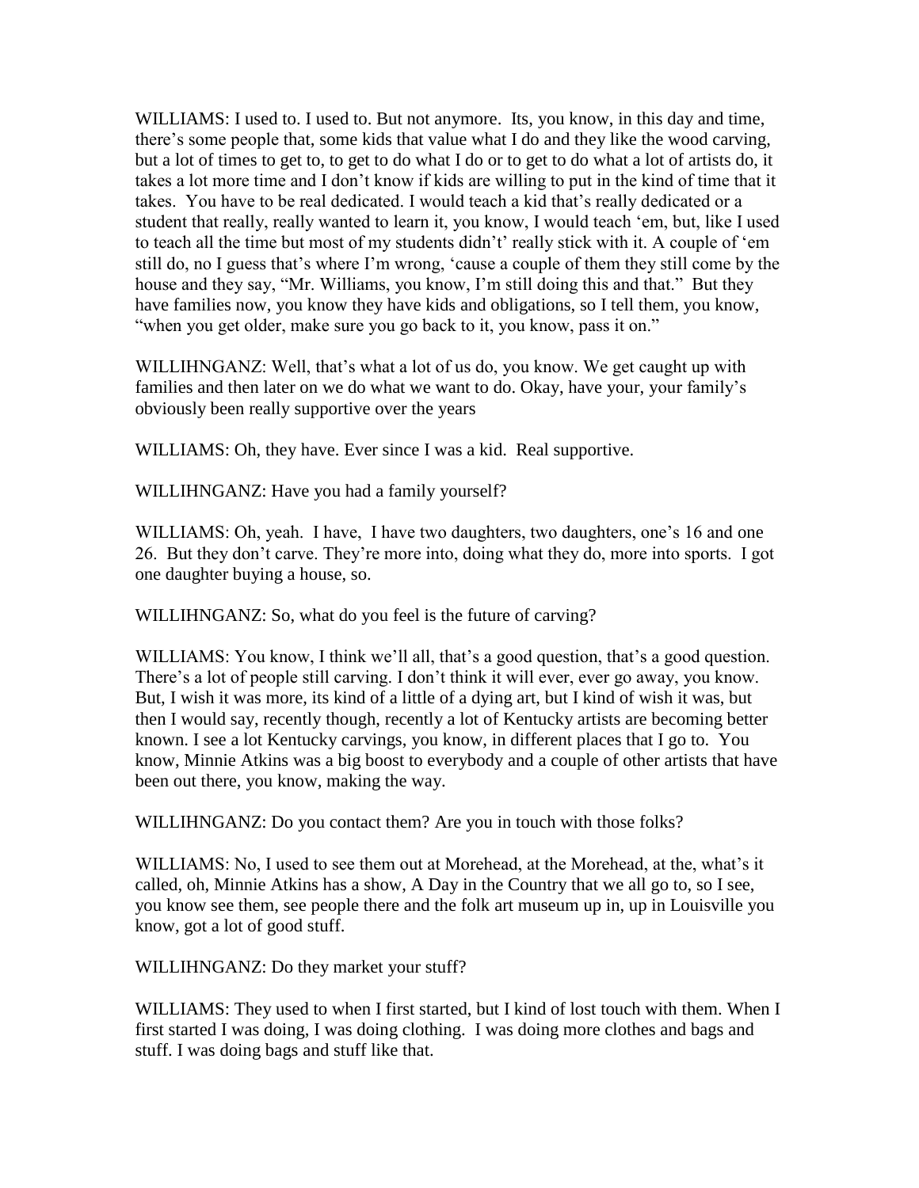WILLIAMS: I used to. I used to. But not anymore. Its, you know, in this day and time, there's some people that, some kids that value what I do and they like the wood carving, but a lot of times to get to, to get to do what I do or to get to do what a lot of artists do, it takes a lot more time and I don't know if kids are willing to put in the kind of time that it takes. You have to be real dedicated. I would teach a kid that's really dedicated or a student that really, really wanted to learn it, you know, I would teach 'em, but, like I used to teach all the time but most of my students didn't' really stick with it. A couple of 'em still do, no I guess that's where I'm wrong, 'cause a couple of them they still come by the house and they say, "Mr. Williams, you know, I'm still doing this and that." But they have families now, you know they have kids and obligations, so I tell them, you know, "when you get older, make sure you go back to it, you know, pass it on."

WILLIHNGANZ: Well, that's what a lot of us do, you know. We get caught up with families and then later on we do what we want to do. Okay, have your, your family's obviously been really supportive over the years

WILLIAMS: Oh, they have. Ever since I was a kid. Real supportive.

WILLIHNGANZ: Have you had a family yourself?

WILLIAMS: Oh, yeah. I have, I have two daughters, two daughters, one's 16 and one 26. But they don't carve. They're more into, doing what they do, more into sports. I got one daughter buying a house, so.

WILLIHNGANZ: So, what do you feel is the future of carving?

WILLIAMS: You know, I think we'll all, that's a good question, that's a good question. There's a lot of people still carving. I don't think it will ever, ever go away, you know. But, I wish it was more, its kind of a little of a dying art, but I kind of wish it was, but then I would say, recently though, recently a lot of Kentucky artists are becoming better known. I see a lot Kentucky carvings, you know, in different places that I go to. You know, Minnie Atkins was a big boost to everybody and a couple of other artists that have been out there, you know, making the way.

WILLIHNGANZ: Do you contact them? Are you in touch with those folks?

WILLIAMS: No, I used to see them out at Morehead, at the Morehead, at the, what's it called, oh, Minnie Atkins has a show, A Day in the Country that we all go to, so I see, you know see them, see people there and the folk art museum up in, up in Louisville you know, got a lot of good stuff.

WILLIHNGANZ: Do they market your stuff?

WILLIAMS: They used to when I first started, but I kind of lost touch with them. When I first started I was doing, I was doing clothing. I was doing more clothes and bags and stuff. I was doing bags and stuff like that.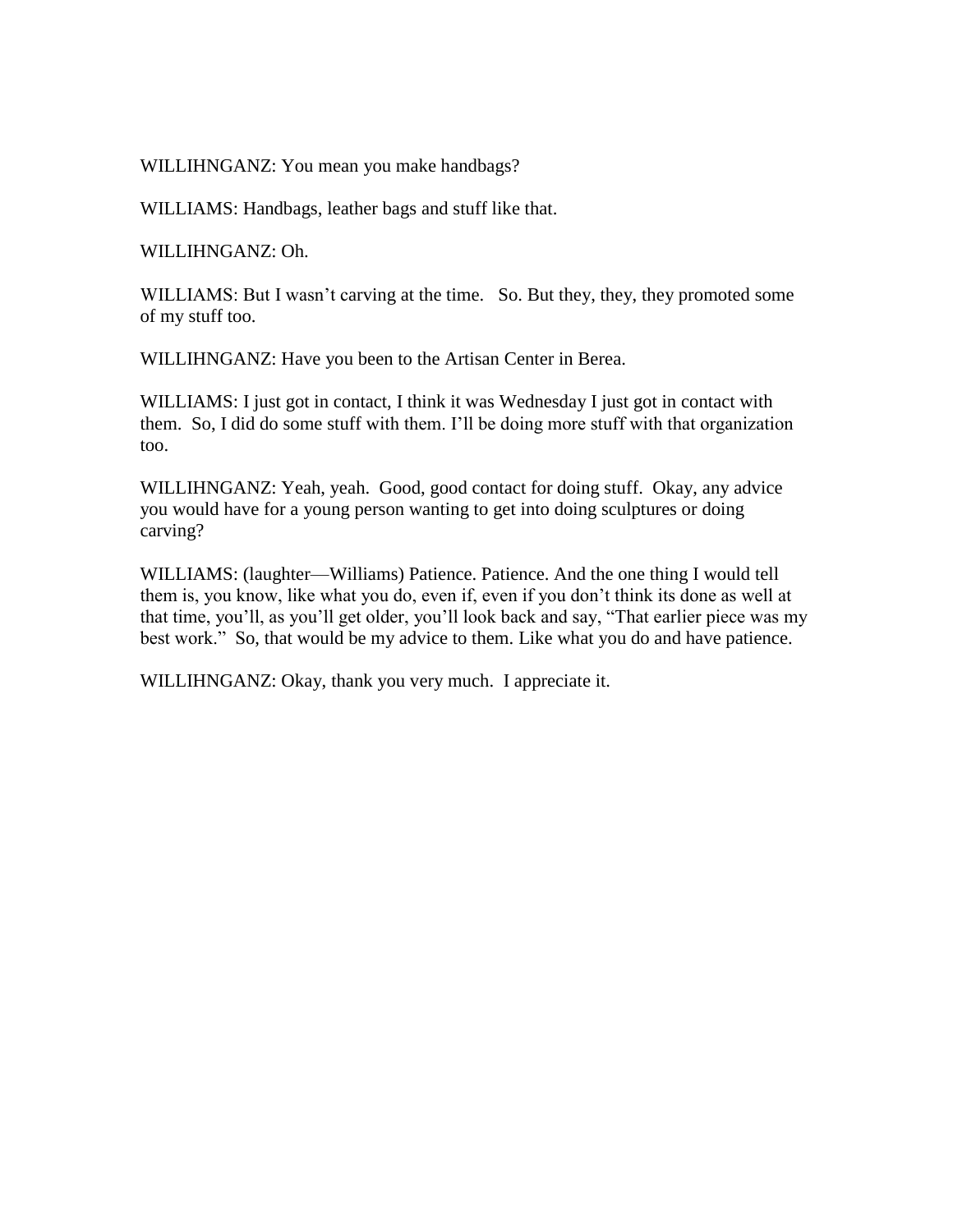WILLIHNGANZ: You mean you make handbags?

WILLIAMS: Handbags, leather bags and stuff like that.

WILLIHNGANZ: Oh.

WILLIAMS: But I wasn't carving at the time. So. But they, they, they promoted some of my stuff too.

WILLIHNGANZ: Have you been to the Artisan Center in Berea.

WILLIAMS: I just got in contact, I think it was Wednesday I just got in contact with them. So, I did do some stuff with them. I'll be doing more stuff with that organization too.

WILLIHNGANZ: Yeah, yeah. Good, good contact for doing stuff. Okay, any advice you would have for a young person wanting to get into doing sculptures or doing carving?

WILLIAMS: (laughter—Williams) Patience. Patience. And the one thing I would tell them is, you know, like what you do, even if, even if you don't think its done as well at that time, you'll, as you'll get older, you'll look back and say, "That earlier piece was my best work." So, that would be my advice to them. Like what you do and have patience.

WILLIHNGANZ: Okay, thank you very much. I appreciate it.